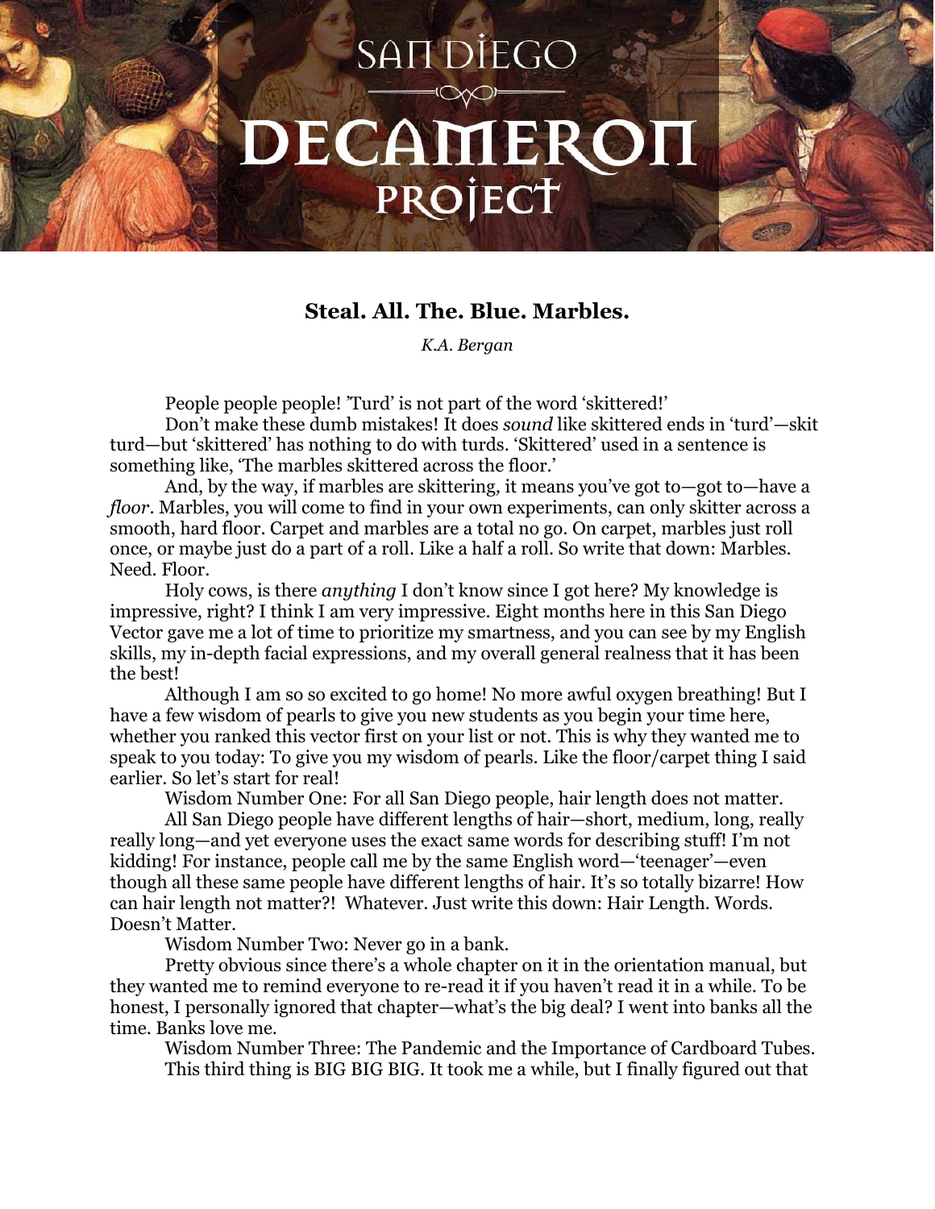# Steal. All. The. Blue. Marbles.

*K.A. Bergan*

People people people! 'Turd' is not part of the word 'skittered!'

Don't make these dumb mistakes! It does *sound* like skittered ends in 'turd'—skit turd—but 'skittered' has nothing to do with turds. 'Skittered' used in a sentence is something like, 'The marbles skittered across the floor.'

And, by the way, if marbles are skittering, it means you've got to—got to—have a *floor*. Marbles, you will come to find in your own experiments, can only skitter across a smooth, hard floor. Carpet and marbles are a total no go. On carpet, marbles just roll once, or maybe just do a part of a roll. Like a half a roll. So write that down: Marbles. Need. Floor.

Holy cows, is there *anything* I don't know since I got here? My knowledge is impressive, right? I think I am very impressive. Eight months here in this San Diego Vector gave me a lot of time to prioritize my smartness, and you can see by my English skills, my in-depth facial expressions, and my overall general realness that it has been the best!

Although I am so so excited to go home! No more awful oxygen breathing! But I have a few wisdom of pearls to give you new students as you begin your time here, whether you ranked this vector first on your list or not. This is why they wanted me to speak to you today: To give you my wisdom of pearls. Like the floor/carpet thing I said earlier. So let's start for real!

Wisdom Number One: For all San Diego people, hair length does not matter.

All San Diego people have different lengths of hair—short, medium, long, really really long—and yet everyone uses the exact same words for describing stuff! I'm not kidding! For instance, people call me by the same English word—'teenager'—even though all these same people have different lengths of hair. It's so totally bizarre! How can hair length not matter?! Whatever. Just write this down: Hair Length. Words. Doesn't Matter.

Wisdom Number Two: Never go in a bank.

Pretty obvious since there's a whole chapter on it in the orientation manual, but they wanted me to remind everyone to re-read it if you haven't read it in a while. To be honest, I personally ignored that chapter—what's the big deal? I went into banks all the time. Banks love me.

Wisdom Number Three: The Pandemic and the Importance of Cardboard Tubes.

This third thing is BIG BIG BIG. It took me a while, but I finally figured out that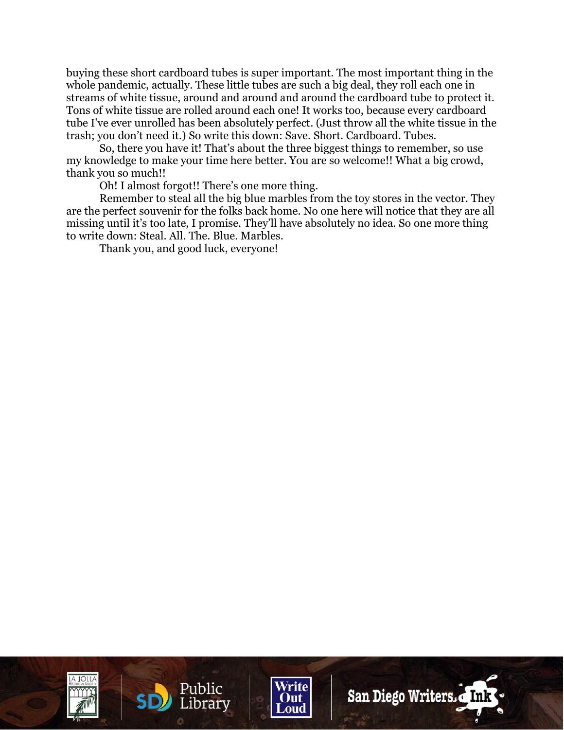buying these short cardboard tubes is super important. The most important thing in the whole pandemic, actually. These little tubes are such a big deal, they roll each one in streams of white tissue, around and around and around the cardboard tube to protect it. Tons of white tissue are rolled around each one! It works too, because every cardboard tube I've ever unrolled has been absolutely perfect. (Just throw all the white tissue in the trash; you don't need it.) So write this down: Save. Short. Cardboard. Tubes.

So, there you have it! That's about the three biggest things to remember, so use my knowledge to make your time here better. You are so welcome!! What a big crowd, thank you so much!!

Oh! I almost forgot!! There's one more thing.

Remember to steal all the big blue marbles from the toy stores in the vector. They are the perfect souvenir for the folks back home. No one here will notice that they are all missing until it's too late, I promise. They'll have absolutely no idea. So one more thing to write down: Steal. All. The. Blue. Marbles.

Thank you, and good luck, everyone!